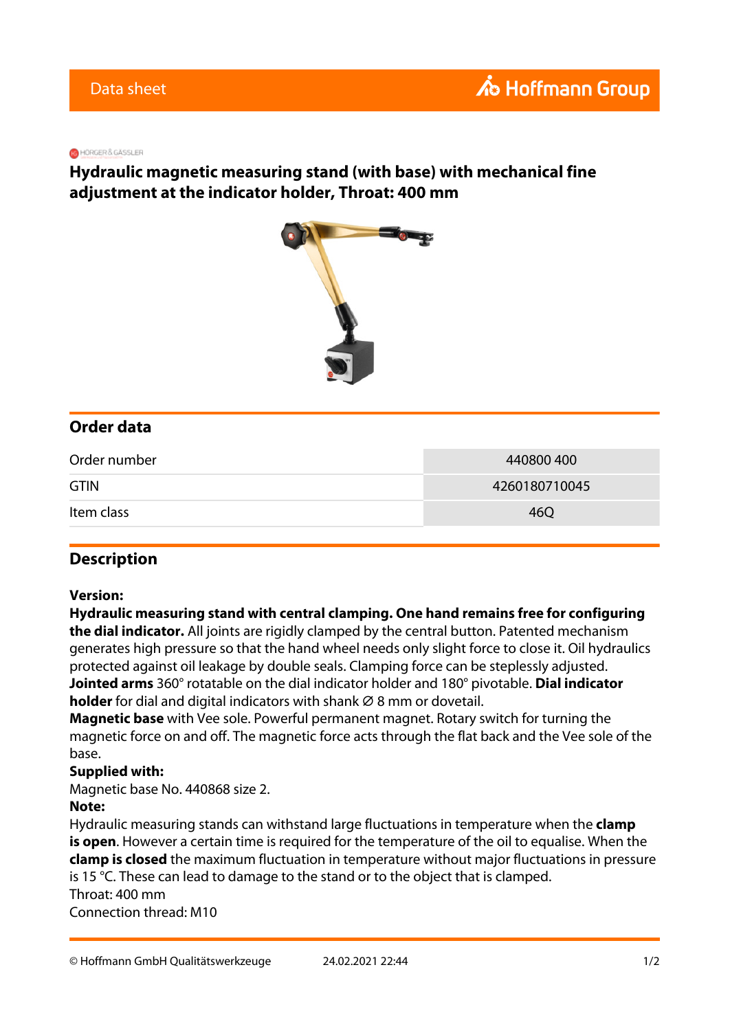Data sheet

Hoffmann Group

HORGER & GASSLER

# Hydraulic magnetic measuring stand (with base) with mechanical fine adjustment at the indicator holder, Throat: 400 mm

## Order data

| | |
|---|---|
| Order number | 440800 400 |
| GTIN | 4260180710045 |
| Item class | 46Q |

## Description

**Version:**
**Hydraulic measuring stand with central clamping. One hand remains free for configuring the dial indicator.** All joints are rigidly clamped by the central button. Patented mechanism generates high pressure so that the hand wheel needs only slight force to close it. Oil hydraulics protected against oil leakage by double seals. Clamping force can be steplessly adjusted.
**Jointed arms** 360° rotatable on the dial indicator holder and 180° pivotable. **Dial indicator holder** for dial and digital indicators with shank ∅ 8 mm or dovetail.
**Magnetic base** with Vee sole. Powerful permanent magnet. Rotary switch for turning the magnetic force on and off. The magnetic force acts through the flat back and the Vee sole of the base.
**Supplied with:**
Magnetic base No. 440868 size 2.
**Note:**
Hydraulic measuring stands can withstand large fluctuations in temperature when the **clamp is open**. However a certain time is required for the temperature of the oil to equalise. When the **clamp is closed** the maximum fluctuation in temperature without major fluctuations in pressure is 15 °C. These can lead to damage to the stand or to the object that is clamped.
Throat: 400 mm
Connection thread: M10

© Hoffmann GmbH Qualitätswerkzeuge 24.02.2021 22:44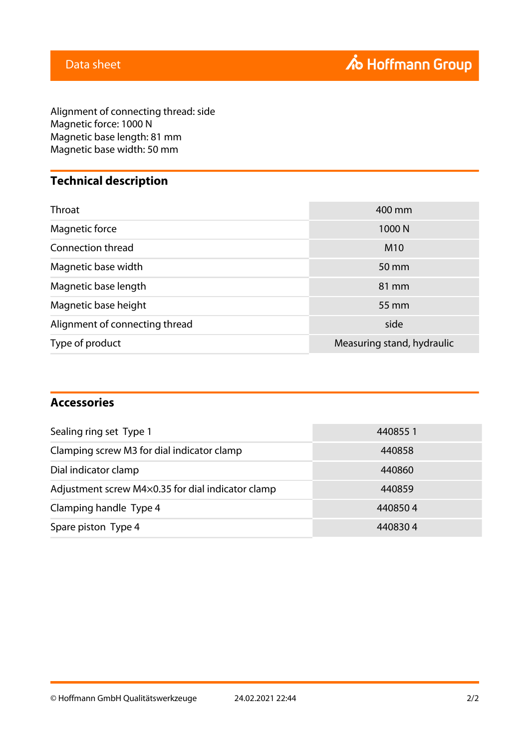Alignment of connecting thread: side
Magnetic force: 1000 N
Magnetic base length: 81 mm
Magnetic base width: 50 mm

## Technical description

| | |
|---|---|
| Throat | 400 mm |
| Magnetic force | 1000 N |
| Connection thread | M10 |
| Magnetic base width | 50 mm |
| Magnetic base length | 81 mm |
| Magnetic base height | 55 mm |
| Alignment of connecting thread | side |
| Type of product | Measuring stand, hydraulic |

## Accessories

| | |
|---|---|
| Sealing ring set Type 1 | 440855 1 |
| Clamping screw M3 for dial indicator clamp | 440858 |
| Dial indicator clamp | 440860 |
| Adjustment screw M4×0.35 for dial indicator clamp | 440859 |
| Clamping handle Type 4 | 440850 4 |
| Spare piston Type 4 | 440830 4 |